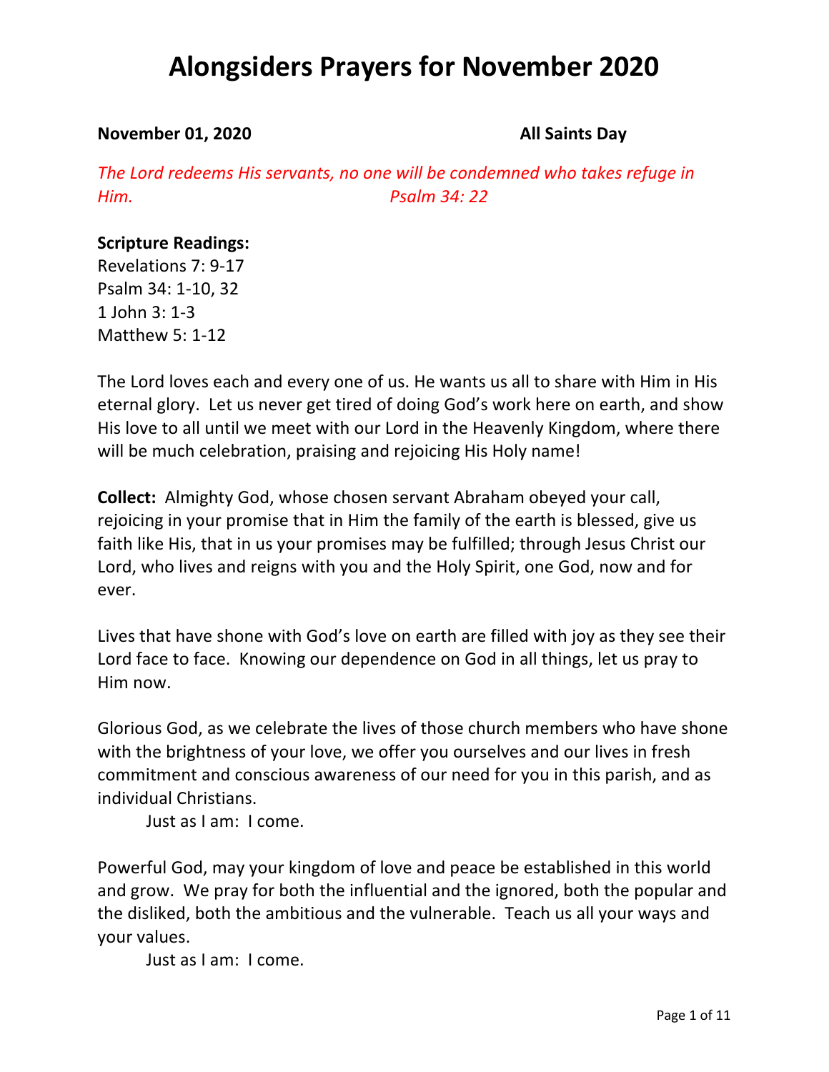# Alongsiders Prayers for November 2020

**November 01, 2020** **All Saints Day**

*The Lord redeems His servants, no one will be condemned who takes refuge in Him. Psalm 34: 22*

**Scripture Readings:**
Revelations 7: 9-17
Psalm 34: 1-10, 32
1 John 3: 1-3
Matthew 5: 1-12

The Lord loves each and every one of us. He wants us all to share with Him in His eternal glory. Let us never get tired of doing God's work here on earth, and show His love to all until we meet with our Lord in the Heavenly Kingdom, where there will be much celebration, praising and rejoicing His Holy name!

**Collect:** Almighty God, whose chosen servant Abraham obeyed your call, rejoicing in your promise that in Him the family of the earth is blessed, give us faith like His, that in us your promises may be fulfilled; through Jesus Christ our Lord, who lives and reigns with you and the Holy Spirit, one God, now and for ever.

Lives that have shone with God's love on earth are filled with joy as they see their Lord face to face. Knowing our dependence on God in all things, let us pray to Him now.

Glorious God, as we celebrate the lives of those church members who have shone with the brightness of your love, we offer you ourselves and our lives in fresh commitment and conscious awareness of our need for you in this parish, and as individual Christians.

Just as I am: I come.

Powerful God, may your kingdom of love and peace be established in this world and grow. We pray for both the influential and the ignored, both the popular and the disliked, both the ambitious and the vulnerable. Teach us all your ways and your values.

Just as I am: I come.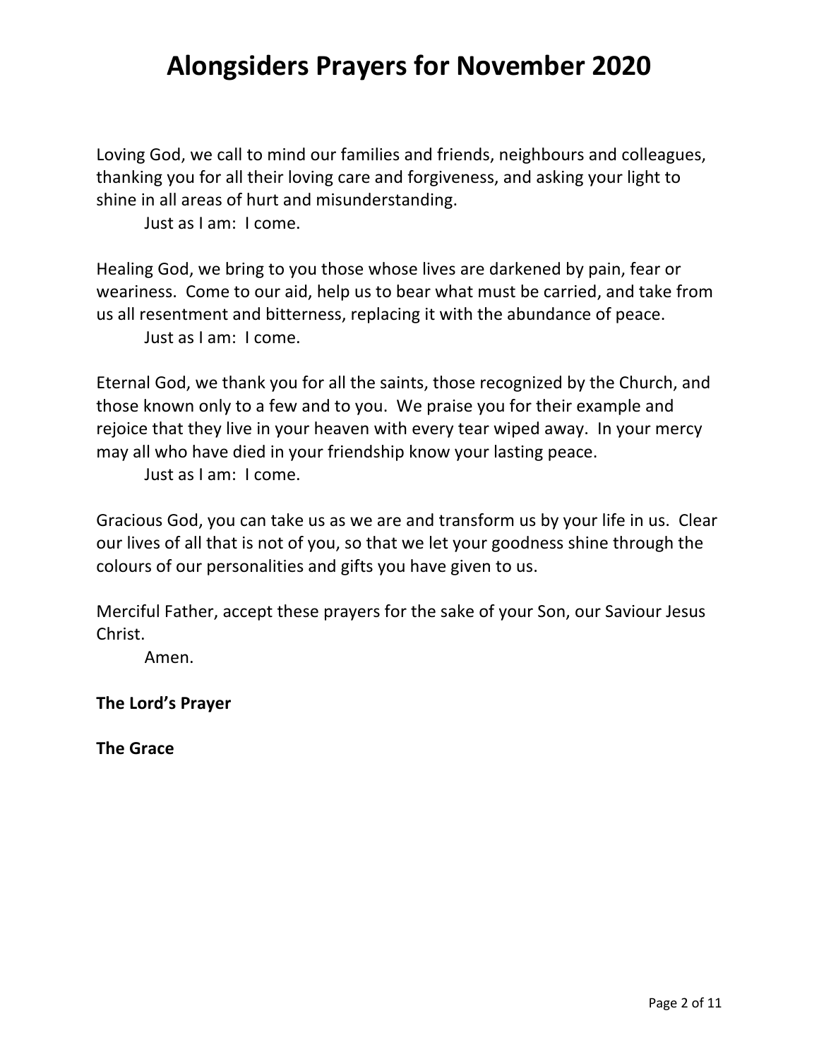# Alongsiders Prayers for November 2020

Loving God, we call to mind our families and friends, neighbours and colleagues, thanking you for all their loving care and forgiveness, and asking your light to shine in all areas of hurt and misunderstanding.

Just as I am: I come.

Healing God, we bring to you those whose lives are darkened by pain, fear or weariness. Come to our aid, help us to bear what must be carried, and take from us all resentment and bitterness, replacing it with the abundance of peace.

Just as I am: I come.

Eternal God, we thank you for all the saints, those recognized by the Church, and those known only to a few and to you. We praise you for their example and rejoice that they live in your heaven with every tear wiped away. In your mercy may all who have died in your friendship know your lasting peace.

Just as I am: I come.

Gracious God, you can take us as we are and transform us by your life in us. Clear our lives of all that is not of you, so that we let your goodness shine through the colours of our personalities and gifts you have given to us.

Merciful Father, accept these prayers for the sake of your Son, our Saviour Jesus Christ.

Amen.

**The Lord's Prayer**

**The Grace**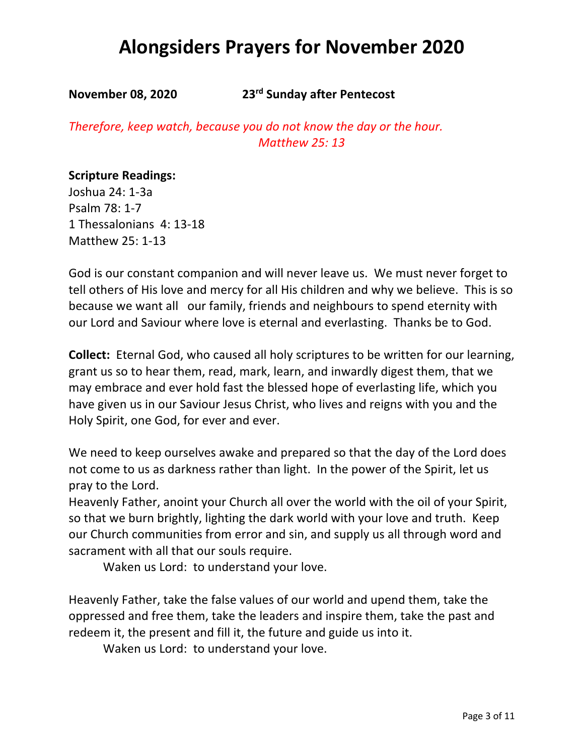# Alongsiders Prayers for November 2020

**November 08, 2020 23rd Sunday after Pentecost**

*Therefore, keep watch, because you do not know the day or the hour.*
*Matthew 25: 13*

**Scripture Readings:**
Joshua 24: 1-3a
Psalm 78: 1-7
1 Thessalonians 4: 13-18
Matthew 25: 1-13

God is our constant companion and will never leave us. We must never forget to tell others of His love and mercy for all His children and why we believe. This is so because we want all our family, friends and neighbours to spend eternity with our Lord and Saviour where love is eternal and everlasting. Thanks be to God.

**Collect:** Eternal God, who caused all holy scriptures to be written for our learning, grant us so to hear them, read, mark, learn, and inwardly digest them, that we may embrace and ever hold fast the blessed hope of everlasting life, which you have given us in our Saviour Jesus Christ, who lives and reigns with you and the Holy Spirit, one God, for ever and ever.

We need to keep ourselves awake and prepared so that the day of the Lord does not come to us as darkness rather than light. In the power of the Spirit, let us pray to the Lord.

Heavenly Father, anoint your Church all over the world with the oil of your Spirit, so that we burn brightly, lighting the dark world with your love and truth. Keep our Church communities from error and sin, and supply us all through word and sacrament with all that our souls require.

Waken us Lord: to understand your love.

Heavenly Father, take the false values of our world and upend them, take the oppressed and free them, take the leaders and inspire them, take the past and redeem it, the present and fill it, the future and guide us into it.

Waken us Lord: to understand your love.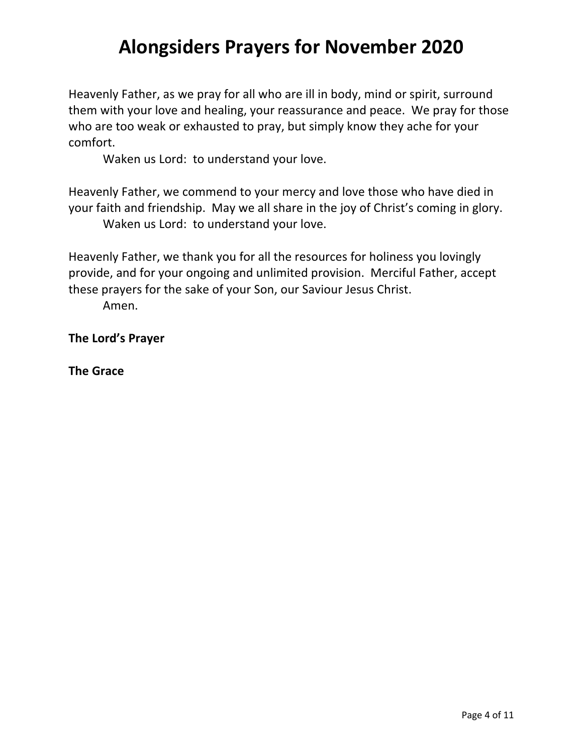# Alongsiders Prayers for November 2020

Heavenly Father, as we pray for all who are ill in body, mind or spirit, surround them with your love and healing, your reassurance and peace. We pray for those who are too weak or exhausted to pray, but simply know they ache for your comfort.

Waken us Lord: to understand your love.

Heavenly Father, we commend to your mercy and love those who have died in your faith and friendship. May we all share in the joy of Christ's coming in glory.

Waken us Lord: to understand your love.

Heavenly Father, we thank you for all the resources for holiness you lovingly provide, and for your ongoing and unlimited provision. Merciful Father, accept these prayers for the sake of your Son, our Saviour Jesus Christ.

Amen.

**The Lord's Prayer**

**The Grace**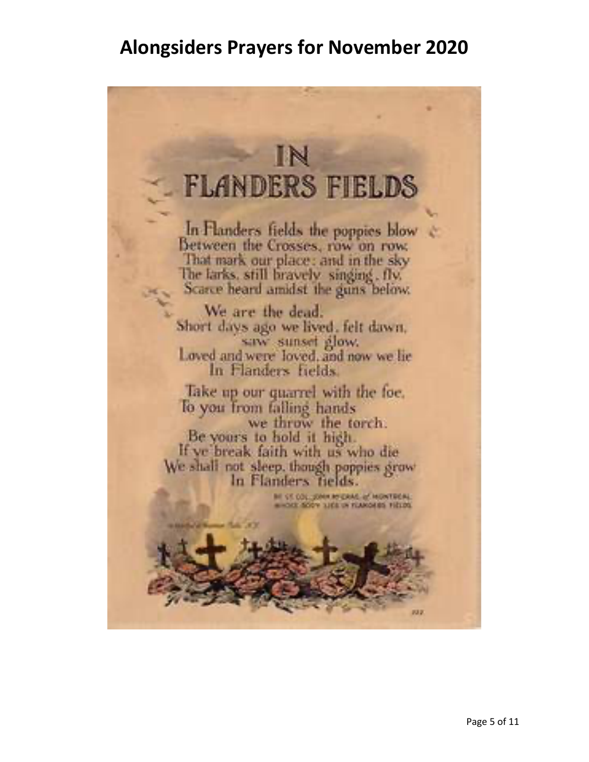# Alongsiders Prayers for November 2020

# IN FLANDERS FIELDS

In Flanders fields the poppies blow  
Between the Crosses, row on row,  
That mark our place: and in the sky  
The larks, still bravely singing, fly,  
Scarce heard amidst the guns below.

We are the dead.  
Short days ago we lived, felt dawn, saw sunset glow,  
Loved and were loved, and now we lie  
In Flanders fields.

Take up our quarrel with the foe,  
To you from failing hands we throw the torch.  
Be yours to hold it high.  
If ye break faith with us who die  
We shall not sleep, though poppies grow  
In Flanders fields.

BY LT. COL. JOHN McCRAE, of MONTREAL  
WHOSE BODY LIES IN FLANDERS FIELDS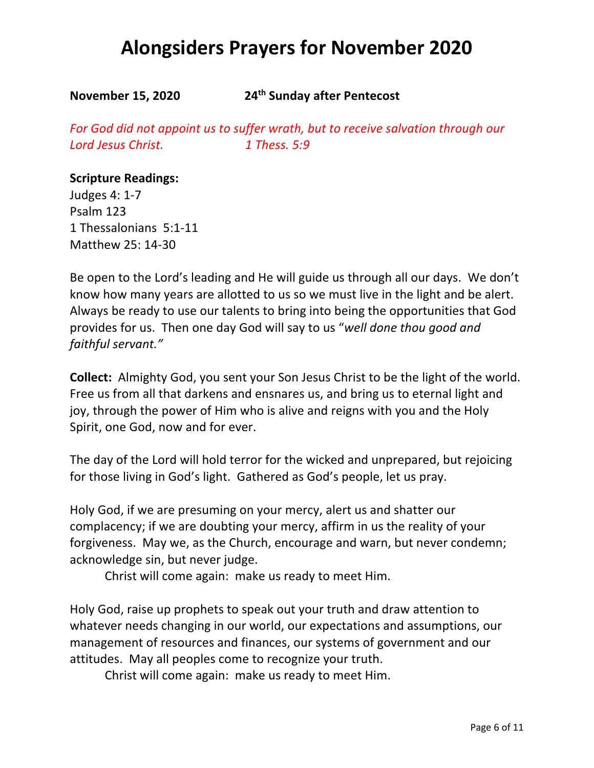# Alongsiders Prayers for November 2020

**November 15, 2020 24th Sunday after Pentecost**

*For God did not appoint us to suffer wrath, but to receive salvation through our Lord Jesus Christ. 1 Thess. 5:9*

**Scripture Readings:**
Judges 4: 1-7
Psalm 123
1 Thessalonians 5:1-11
Matthew 25: 14-30

Be open to the Lord's leading and He will guide us through all our days. We don't know how many years are allotted to us so we must live in the light and be alert. Always be ready to use our talents to bring into being the opportunities that God provides for us. Then one day God will say to us "*well done thou good and faithful servant."*

**Collect:** Almighty God, you sent your Son Jesus Christ to be the light of the world. Free us from all that darkens and ensnares us, and bring us to eternal light and joy, through the power of Him who is alive and reigns with you and the Holy Spirit, one God, now and for ever.

The day of the Lord will hold terror for the wicked and unprepared, but rejoicing for those living in God's light. Gathered as God's people, let us pray.

Holy God, if we are presuming on your mercy, alert us and shatter our complacency; if we are doubting your mercy, affirm in us the reality of your forgiveness. May we, as the Church, encourage and warn, but never condemn; acknowledge sin, but never judge.

Christ will come again: make us ready to meet Him.

Holy God, raise up prophets to speak out your truth and draw attention to whatever needs changing in our world, our expectations and assumptions, our management of resources and finances, our systems of government and our attitudes. May all peoples come to recognize your truth.

Christ will come again: make us ready to meet Him.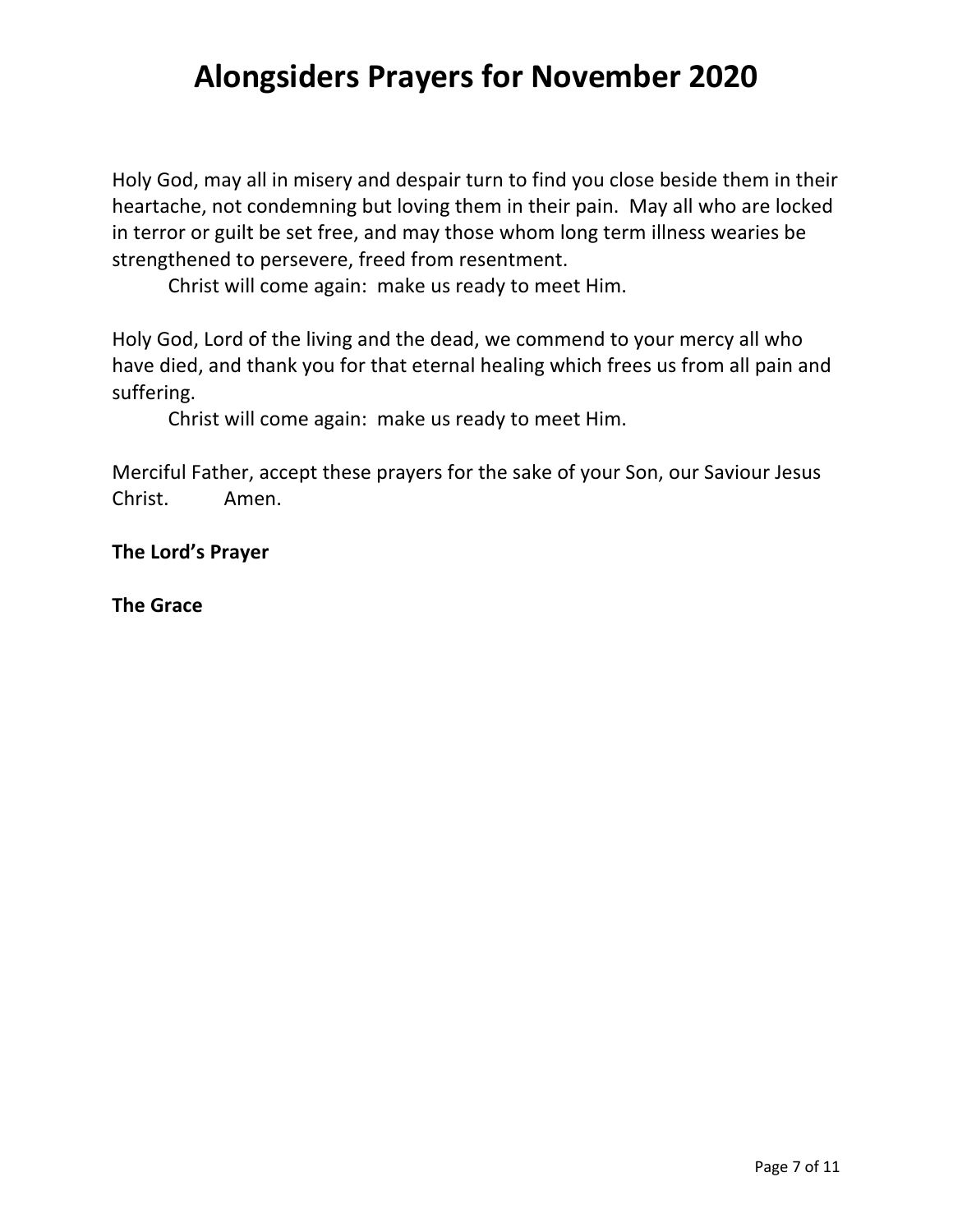# Alongsiders Prayers for November 2020

Holy God, may all in misery and despair turn to find you close beside them in their heartache, not condemning but loving them in their pain. May all who are locked in terror or guilt be set free, and may those whom long term illness wearies be strengthened to persevere, freed from resentment.

Christ will come again: make us ready to meet Him.

Holy God, Lord of the living and the dead, we commend to your mercy all who have died, and thank you for that eternal healing which frees us from all pain and suffering.

Christ will come again: make us ready to meet Him.

Merciful Father, accept these prayers for the sake of your Son, our Saviour Jesus Christ. Amen.

**The Lord's Prayer**

**The Grace**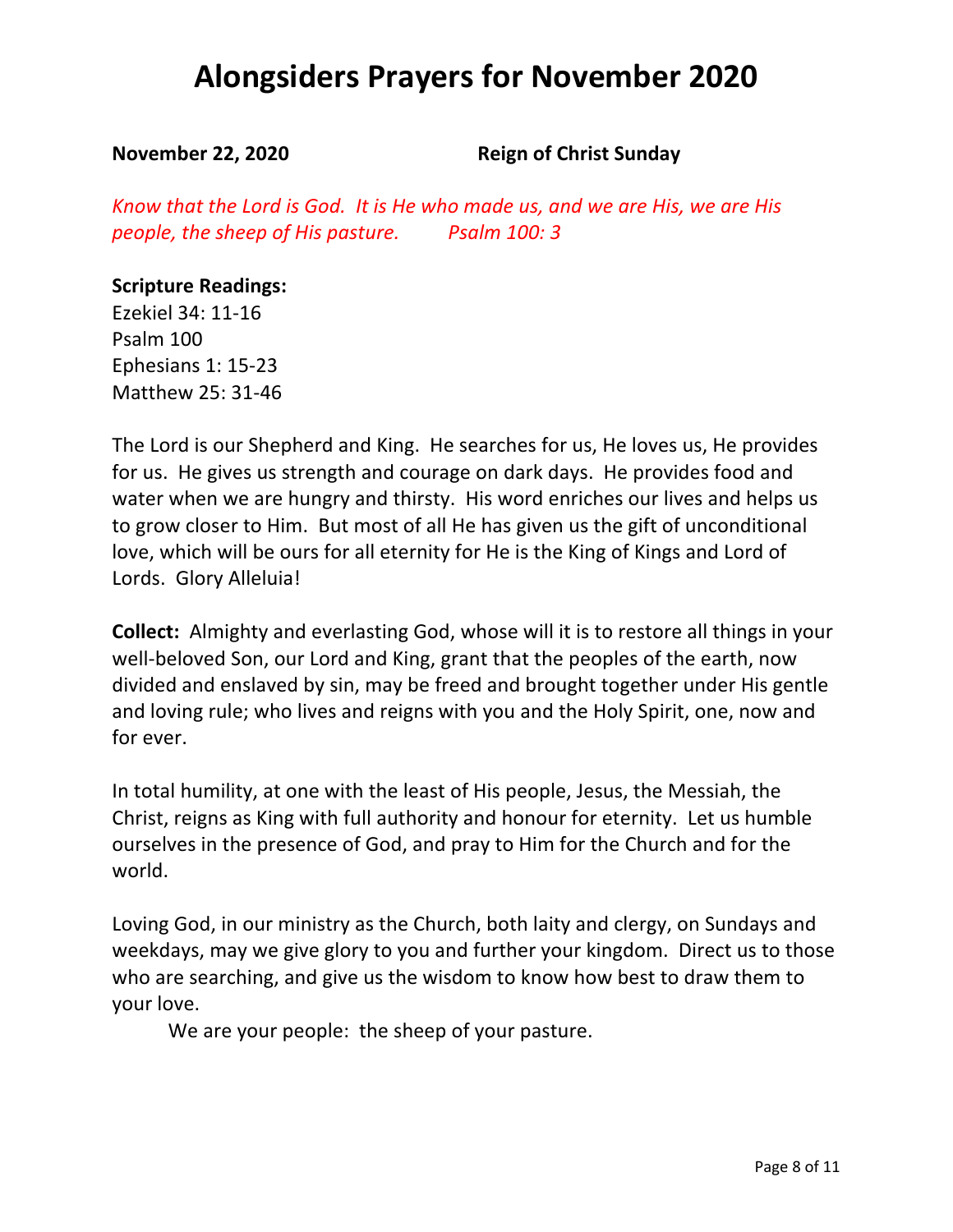# Alongsiders Prayers for November 2020

**November 22, 2020** **Reign of Christ Sunday**

*Know that the Lord is God. It is He who made us, and we are His, we are His people, the sheep of His pasture. Psalm 100: 3*

**Scripture Readings:**
Ezekiel 34: 11-16
Psalm 100
Ephesians 1: 15-23
Matthew 25: 31-46

The Lord is our Shepherd and King. He searches for us, He loves us, He provides for us. He gives us strength and courage on dark days. He provides food and water when we are hungry and thirsty. His word enriches our lives and helps us to grow closer to Him. But most of all He has given us the gift of unconditional love, which will be ours for all eternity for He is the King of Kings and Lord of Lords. Glory Alleluia!

**Collect:** Almighty and everlasting God, whose will it is to restore all things in your well-beloved Son, our Lord and King, grant that the peoples of the earth, now divided and enslaved by sin, may be freed and brought together under His gentle and loving rule; who lives and reigns with you and the Holy Spirit, one, now and for ever.

In total humility, at one with the least of His people, Jesus, the Messiah, the Christ, reigns as King with full authority and honour for eternity. Let us humble ourselves in the presence of God, and pray to Him for the Church and for the world.

Loving God, in our ministry as the Church, both laity and clergy, on Sundays and weekdays, may we give glory to you and further your kingdom. Direct us to those who are searching, and give us the wisdom to know how best to draw them to your love.

We are your people: the sheep of your pasture.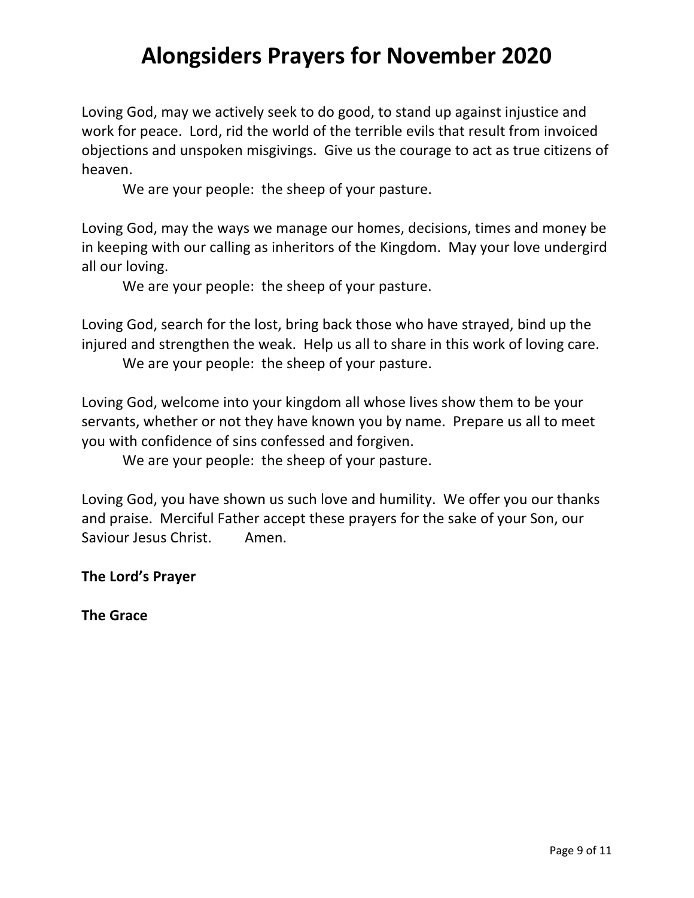# Alongsiders Prayers for November 2020

Loving God, may we actively seek to do good, to stand up against injustice and work for peace. Lord, rid the world of the terrible evils that result from invoiced objections and unspoken misgivings. Give us the courage to act as true citizens of heaven.

We are your people: the sheep of your pasture.

Loving God, may the ways we manage our homes, decisions, times and money be in keeping with our calling as inheritors of the Kingdom. May your love undergird all our loving.

We are your people: the sheep of your pasture.

Loving God, search for the lost, bring back those who have strayed, bind up the injured and strengthen the weak. Help us all to share in this work of loving care.

We are your people: the sheep of your pasture.

Loving God, welcome into your kingdom all whose lives show them to be your servants, whether or not they have known you by name. Prepare us all to meet you with confidence of sins confessed and forgiven.

We are your people: the sheep of your pasture.

Loving God, you have shown us such love and humility. We offer you our thanks and praise. Merciful Father accept these prayers for the sake of your Son, our Saviour Jesus Christ. Amen.

**The Lord's Prayer**

**The Grace**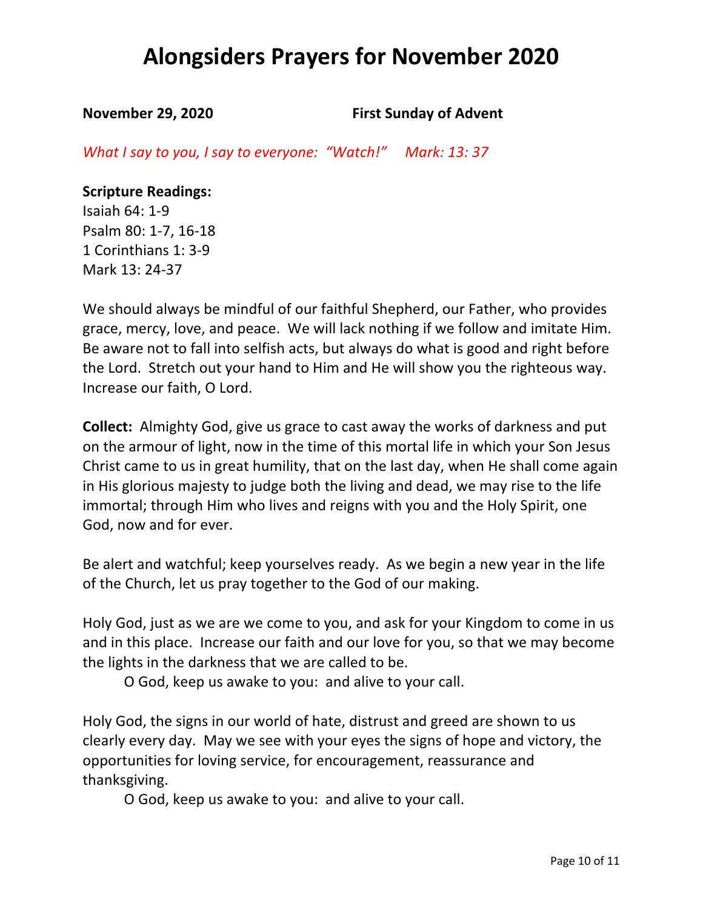# Alongsiders Prayers for November 2020

**November 29, 2020** **First Sunday of Advent**

*What I say to you, I say to everyone: "Watch!" Mark: 13: 37*

**Scripture Readings:**
Isaiah 64: 1-9
Psalm 80: 1-7, 16-18
1 Corinthians 1: 3-9
Mark 13: 24-37

We should always be mindful of our faithful Shepherd, our Father, who provides grace, mercy, love, and peace. We will lack nothing if we follow and imitate Him. Be aware not to fall into selfish acts, but always do what is good and right before the Lord. Stretch out your hand to Him and He will show you the righteous way. Increase our faith, O Lord.

**Collect:** Almighty God, give us grace to cast away the works of darkness and put on the armour of light, now in the time of this mortal life in which your Son Jesus Christ came to us in great humility, that on the last day, when He shall come again in His glorious majesty to judge both the living and dead, we may rise to the life immortal; through Him who lives and reigns with you and the Holy Spirit, one God, now and for ever.

Be alert and watchful; keep yourselves ready. As we begin a new year in the life of the Church, let us pray together to the God of our making.

Holy God, just as we are we come to you, and ask for your Kingdom to come in us and in this place. Increase our faith and our love for you, so that we may become the lights in the darkness that we are called to be.

O God, keep us awake to you: and alive to your call.

Holy God, the signs in our world of hate, distrust and greed are shown to us clearly every day. May we see with your eyes the signs of hope and victory, the opportunities for loving service, for encouragement, reassurance and thanksgiving.

O God, keep us awake to you: and alive to your call.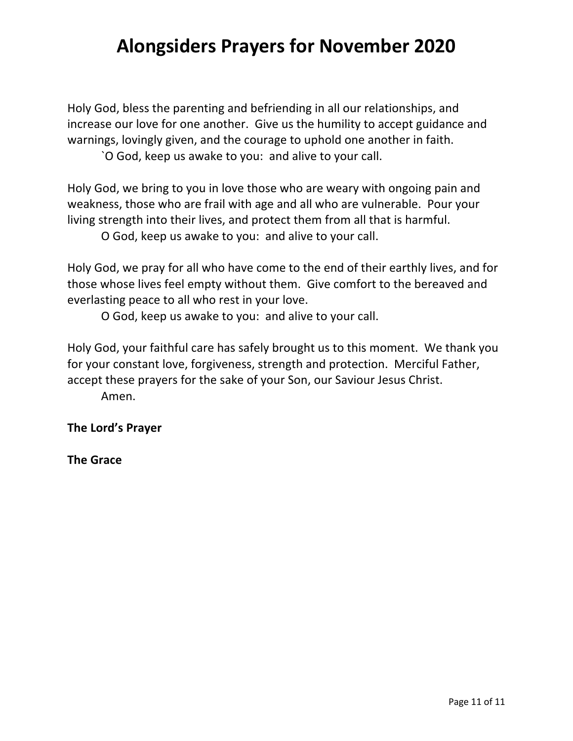# Alongsiders Prayers for November 2020

Holy God, bless the parenting and befriending in all our relationships, and increase our love for one another. Give us the humility to accept guidance and warnings, lovingly given, and the courage to uphold one another in faith.

`O God, keep us awake to you: and alive to your call.

Holy God, we bring to you in love those who are weary with ongoing pain and weakness, those who are frail with age and all who are vulnerable. Pour your living strength into their lives, and protect them from all that is harmful.

O God, keep us awake to you: and alive to your call.

Holy God, we pray for all who have come to the end of their earthly lives, and for those whose lives feel empty without them. Give comfort to the bereaved and everlasting peace to all who rest in your love.

O God, keep us awake to you: and alive to your call.

Holy God, your faithful care has safely brought us to this moment. We thank you for your constant love, forgiveness, strength and protection. Merciful Father, accept these prayers for the sake of your Son, our Saviour Jesus Christ.

Amen.

**The Lord's Prayer**

**The Grace**